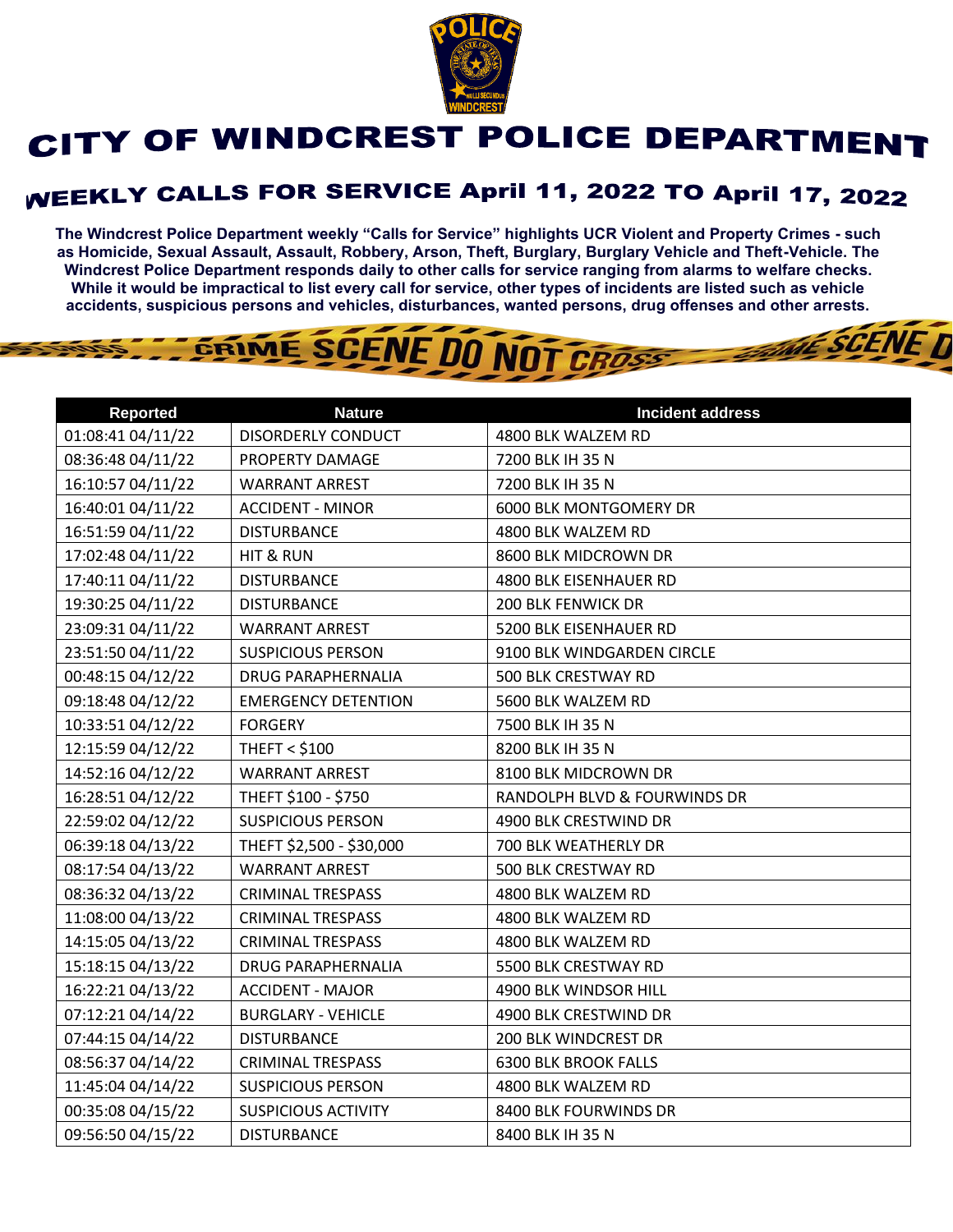# CITY OF WINDCREST POLICE DEPARTMENT

## WEEKLY CALLS FOR SERVICE April 11, 2022 TO April 17, 2022

**The Windcrest Police Department weekly "Calls for Service" highlights UCR Violent and Property Crimes - such as Homicide, Sexual Assault, Assault, Robbery, Arson, Theft, Burglary, Burglary Vehicle and Theft-Vehicle. The Windcrest Police Department responds daily to other calls for service ranging from alarms to welfare checks. While it would be impractical to list every call for service, other types of incidents are listed such as vehicle accidents, suspicious persons and vehicles, disturbances, wanted persons, drug offenses and other arrests.**

| Reported | Nature | Incident address |
|---|---|---|
| 01:08:41 04/11/22 | DISORDERLY CONDUCT | 4800 BLK WALZEM RD |
| 08:36:48 04/11/22 | PROPERTY DAMAGE | 7200 BLK IH 35 N |
| 16:10:57 04/11/22 | WARRANT ARREST | 7200 BLK IH 35 N |
| 16:40:01 04/11/22 | ACCIDENT - MINOR | 6000 BLK MONTGOMERY DR |
| 16:51:59 04/11/22 | DISTURBANCE | 4800 BLK WALZEM RD |
| 17:02:48 04/11/22 | HIT & RUN | 8600 BLK MIDCROWN DR |
| 17:40:11 04/11/22 | DISTURBANCE | 4800 BLK EISENHAUER RD |
| 19:30:25 04/11/22 | DISTURBANCE | 200 BLK FENWICK DR |
| 23:09:31 04/11/22 | WARRANT ARREST | 5200 BLK EISENHAUER RD |
| 23:51:50 04/11/22 | SUSPICIOUS PERSON | 9100 BLK WINDGARDEN CIRCLE |
| 00:48:15 04/12/22 | DRUG PARAPHERNALIA | 500 BLK CRESTWAY RD |
| 09:18:48 04/12/22 | EMERGENCY DETENTION | 5600 BLK WALZEM RD |
| 10:33:51 04/12/22 | FORGERY | 7500 BLK IH 35 N |
| 12:15:59 04/12/22 | THEFT < $100 | 8200 BLK IH 35 N |
| 14:52:16 04/12/22 | WARRANT ARREST | 8100 BLK MIDCROWN DR |
| 16:28:51 04/12/22 | THEFT $100 - $750 | RANDOLPH BLVD & FOURWINDS DR |
| 22:59:02 04/12/22 | SUSPICIOUS PERSON | 4900 BLK CRESTWIND DR |
| 06:39:18 04/13/22 | THEFT $2,500 - $30,000 | 700 BLK WEATHERLY DR |
| 08:17:54 04/13/22 | WARRANT ARREST | 500 BLK CRESTWAY RD |
| 08:36:32 04/13/22 | CRIMINAL TRESPASS | 4800 BLK WALZEM RD |
| 11:08:00 04/13/22 | CRIMINAL TRESPASS | 4800 BLK WALZEM RD |
| 14:15:05 04/13/22 | CRIMINAL TRESPASS | 4800 BLK WALZEM RD |
| 15:18:15 04/13/22 | DRUG PARAPHERNALIA | 5500 BLK CRESTWAY RD |
| 16:22:21 04/13/22 | ACCIDENT - MAJOR | 4900 BLK WINDSOR HILL |
| 07:12:21 04/14/22 | BURGLARY - VEHICLE | 4900 BLK CRESTWIND DR |
| 07:44:15 04/14/22 | DISTURBANCE | 200 BLK WINDCREST DR |
| 08:56:37 04/14/22 | CRIMINAL TRESPASS | 6300 BLK BROOK FALLS |
| 11:45:04 04/14/22 | SUSPICIOUS PERSON | 4800 BLK WALZEM RD |
| 00:35:08 04/15/22 | SUSPICIOUS ACTIVITY | 8400 BLK FOURWINDS DR |
| 09:56:50 04/15/22 | DISTURBANCE | 8400 BLK IH 35 N |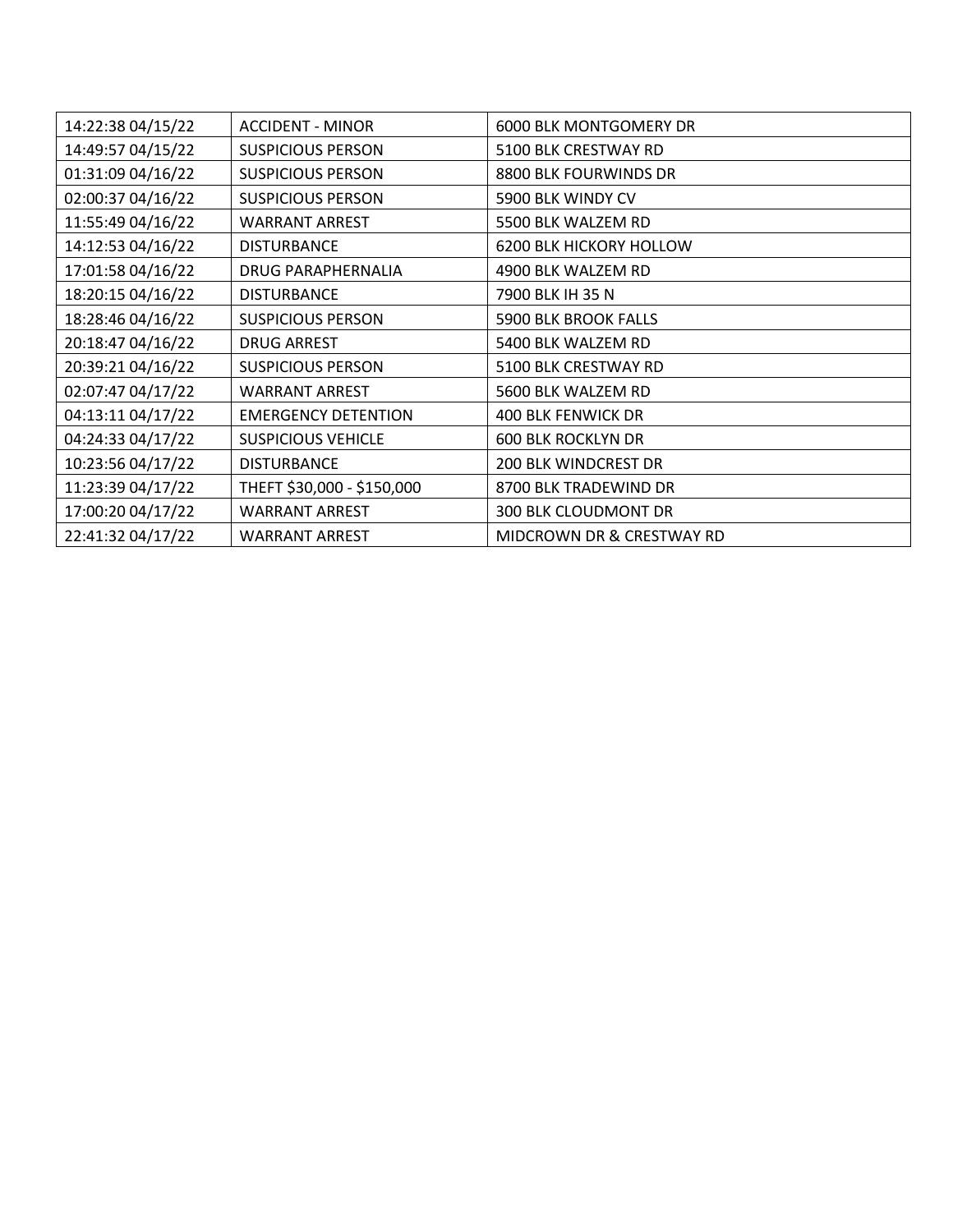| | | |
|---|---|---|
| 14:22:38 04/15/22 | ACCIDENT - MINOR | 6000 BLK MONTGOMERY DR |
| 14:49:57 04/15/22 | SUSPICIOUS PERSON | 5100 BLK CRESTWAY RD |
| 01:31:09 04/16/22 | SUSPICIOUS PERSON | 8800 BLK FOURWINDS DR |
| 02:00:37 04/16/22 | SUSPICIOUS PERSON | 5900 BLK WINDY CV |
| 11:55:49 04/16/22 | WARRANT ARREST | 5500 BLK WALZEM RD |
| 14:12:53 04/16/22 | DISTURBANCE | 6200 BLK HICKORY HOLLOW |
| 17:01:58 04/16/22 | DRUG PARAPHERNALIA | 4900 BLK WALZEM RD |
| 18:20:15 04/16/22 | DISTURBANCE | 7900 BLK IH 35 N |
| 18:28:46 04/16/22 | SUSPICIOUS PERSON | 5900 BLK BROOK FALLS |
| 20:18:47 04/16/22 | DRUG ARREST | 5400 BLK WALZEM RD |
| 20:39:21 04/16/22 | SUSPICIOUS PERSON | 5100 BLK CRESTWAY RD |
| 02:07:47 04/17/22 | WARRANT ARREST | 5600 BLK WALZEM RD |
| 04:13:11 04/17/22 | EMERGENCY DETENTION | 400 BLK FENWICK DR |
| 04:24:33 04/17/22 | SUSPICIOUS VEHICLE | 600 BLK ROCKLYN DR |
| 10:23:56 04/17/22 | DISTURBANCE | 200 BLK WINDCREST DR |
| 11:23:39 04/17/22 | THEFT $30,000 - $150,000 | 8700 BLK TRADEWIND DR |
| 17:00:20 04/17/22 | WARRANT ARREST | 300 BLK CLOUDMONT DR |
| 22:41:32 04/17/22 | WARRANT ARREST | MIDCROWN DR & CRESTWAY RD |